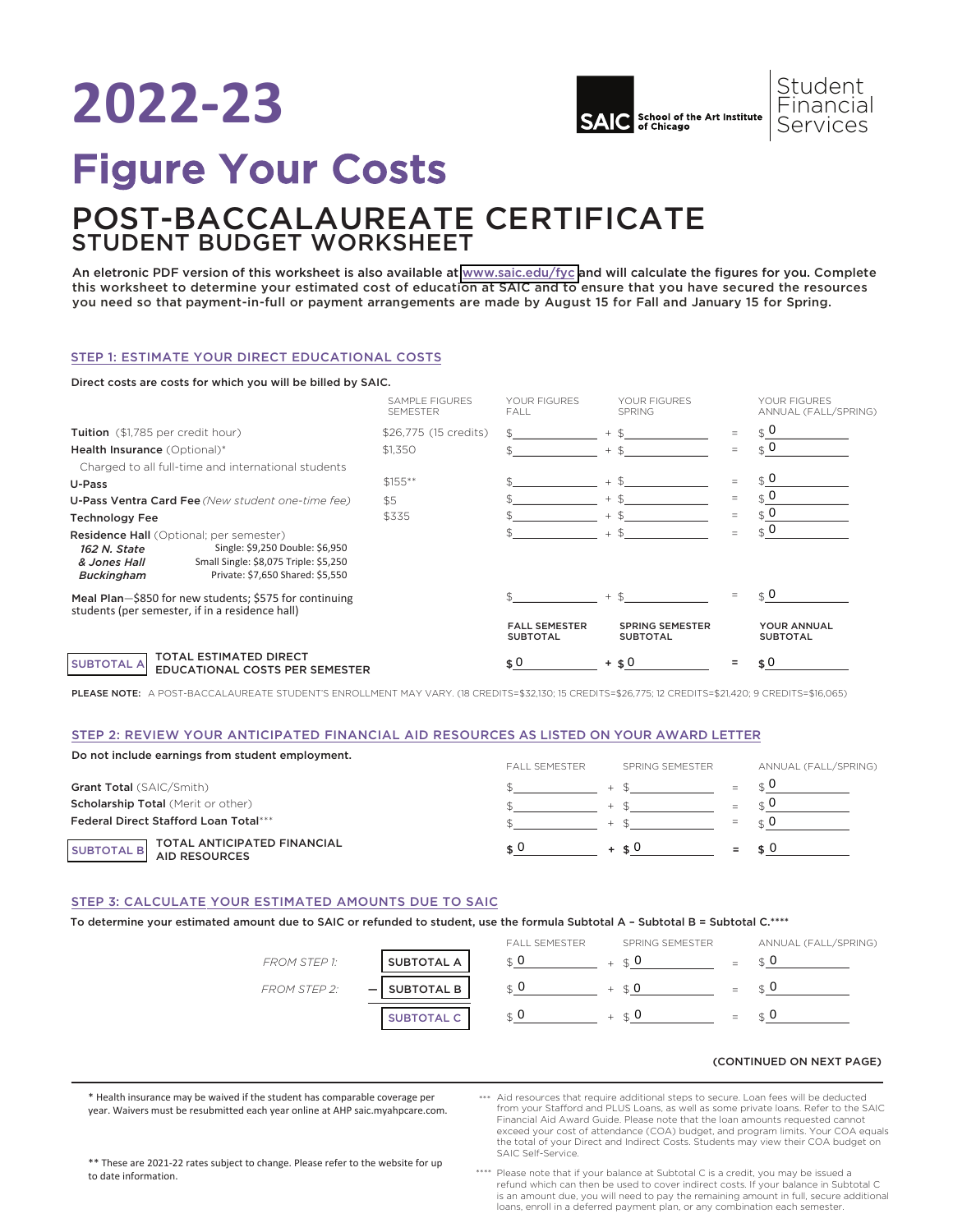# 2022-23

SAIC School of the Art Institute of Chicago | Student Financial Services

# Figure Your Costs

## POST-BACCALAUREATE CERTIFICATE
### STUDENT BUDGET WORKSHEET

An eletronic PDF version of this worksheet is also available at www.saic.edu/fyc and will calculate the figures for you. Complete this worksheet to determine your estimated cost of education at SAIC and to ensure that you have secured the resources you need so that payment-in-full or payment arrangements are made by August 15 for Fall and January 15 for Spring.

### STEP 1: ESTIMATE YOUR DIRECT EDUCATIONAL COSTS

**Direct costs are costs for which you will be billed by SAIC.**

| | SAMPLE FIGURES SEMESTER | YOUR FIGURES FALL | | YOUR FIGURES SPRING | | YOUR FIGURES ANNUAL (FALL/SPRING) |
|---|---|---|---|---|---|---|
| **Tuition** ($1,785 per credit hour) | $26,775 (15 credits) | $ | + | $ | = | $ 0 |
| **Health Insurance** (Optional)* Charged to all full-time and international students | $1,350 | $ | + | $ | = | $ 0 |
| **U-Pass** | $155** | $ | + | $ | = | $ 0 |
| **U-Pass Ventra Card Fee** *(New student one-time fee)* | $5 | $ | + | $ | = | $ 0 |
| **Technology Fee** | $335 | $ | + | $ | = | $ 0 |
| **Residence Hall** (Optional; per semester) *162 N. State & Jones Hall*: Single: $9,250 Double: $6,950; Small Single: $8,075 Triple: $5,250; *Buckingham*: Private: $7,650 Shared: $5,550 | | $ | + | $ | = | $ 0 |
| **Meal Plan**—$850 for new students; $575 for continuing students (per semester, if in a residence hall) | | $ | + | $ | = | $ 0 |
| | | **FALL SEMESTER SUBTOTAL** | | **SPRING SEMESTER SUBTOTAL** | | **YOUR ANNUAL SUBTOTAL** |
| **SUBTOTAL A** — **TOTAL ESTIMATED DIRECT EDUCATIONAL COSTS PER SEMESTER** | | **$ 0** | **+** | **$ 0** | **=** | **$ 0** |

**PLEASE NOTE:** A POST-BACCALAUREATE STUDENT'S ENROLLMENT MAY VARY. (18 CREDITS=$32,130; 15 CREDITS=$26,775; 12 CREDITS=$21,420; 9 CREDITS=$16,065)

### STEP 2: REVIEW YOUR ANTICIPATED FINANCIAL AID RESOURCES AS LISTED ON YOUR AWARD LETTER

**Do not include earnings from student employment.**

| | FALL SEMESTER | | SPRING SEMESTER | | ANNUAL (FALL/SPRING) |
|---|---|---|---|---|---|
| **Grant Total** (SAIC/Smith) | $ | + | $ | = | $ 0 |
| **Scholarship Total** (Merit or other) | $ | + | $ | = | $ 0 |
| **Federal Direct Stafford Loan Total***** | $ | + | $ | = | $ 0 |
| **SUBTOTAL B** — **TOTAL ANTICIPATED FINANCIAL AID RESOURCES** | **$ 0** | **+** | **$ 0** | **=** | **$ 0** |

### STEP 3: CALCULATE YOUR ESTIMATED AMOUNTS DUE TO SAIC

**To determine your estimated amount due to SAIC or refunded to student, use the formula Subtotal A – Subtotal B = Subtotal C.******

| | | FALL SEMESTER | | SPRING SEMESTER | | ANNUAL (FALL/SPRING) |
|---|---|---|---|---|---|---|
| *FROM STEP 1:* | SUBTOTAL A | $ 0 | + | $ 0 | = | $ 0 |
| *FROM STEP 2:* | – SUBTOTAL B | $ 0 | + | $ 0 | = | $ 0 |
| | SUBTOTAL C | $ 0 | + | $ 0 | = | $ 0 |

**(CONTINUED ON NEXT PAGE)**

* Health insurance may be waived if the student has comparable coverage per year. Waivers must be resubmitted each year online at AHP saic.myahpcare.com.

** These are 2021-22 rates subject to change. Please refer to the website for up to date information.

*** Aid resources that require additional steps to secure. Loan fees will be deducted from your Stafford and PLUS Loans, as well as some private loans. Refer to the SAIC Financial Aid Award Guide. Please note that the loan amounts requested cannot exceed your cost of attendance (COA) budget, and program limits. Your COA equals the total of your Direct and Indirect Costs. Students may view their COA budget on SAIC Self-Service.

**** Please note that if your balance at Subtotal C is a credit, you may be issued a refund which can then be used to cover indirect costs. If your balance in Subtotal C is an amount due, you will need to pay the remaining amount in full, secure additional loans, enroll in a deferred payment plan, or any combination each semester.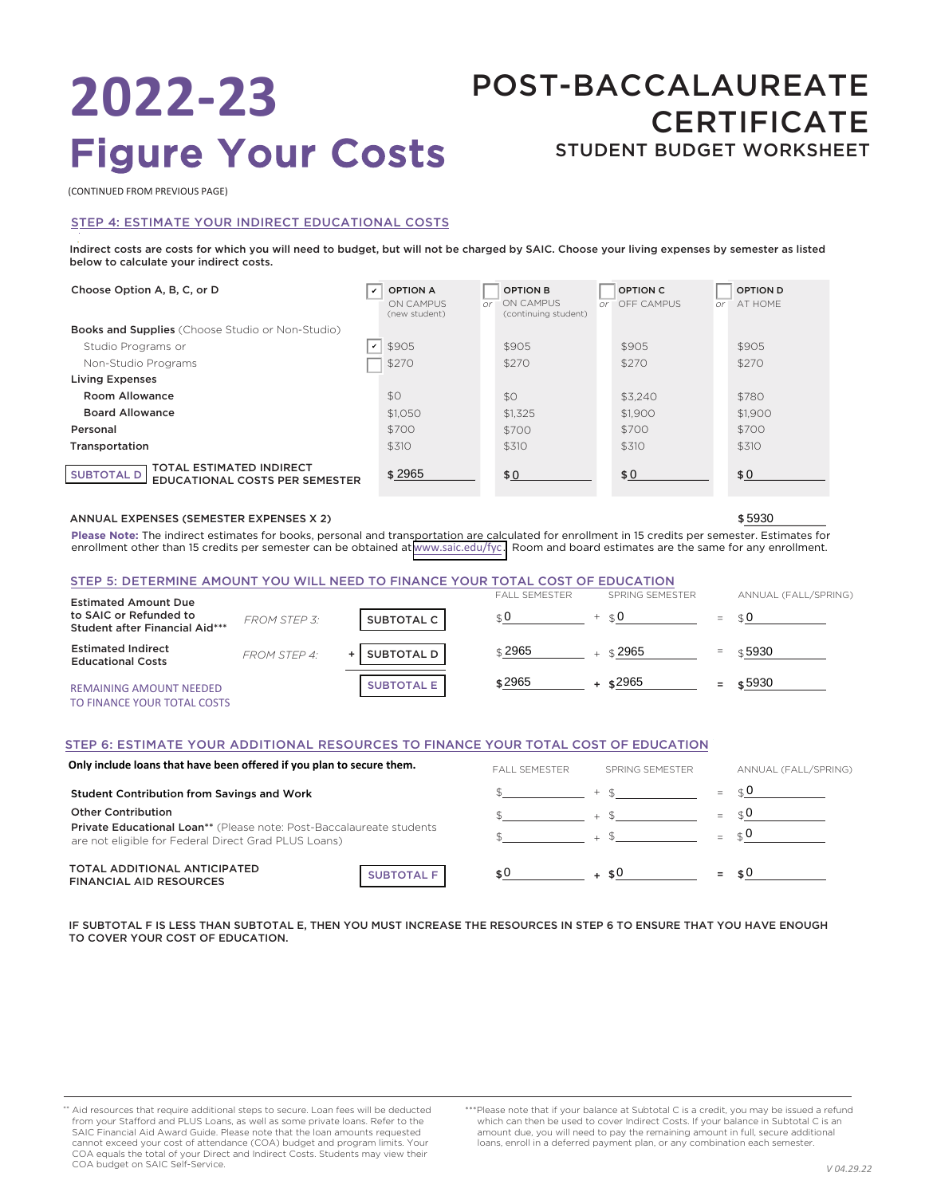# 2022-23 Figure Your Costs

# POST-BACCALAUREATE CERTIFICATE
## STUDENT BUDGET WORKSHEET

(CONTINUED FROM PREVIOUS PAGE)

### STEP 4: ESTIMATE YOUR INDIRECT EDUCATIONAL COSTS

**Indirect costs are costs for which you will need to budget, but will not be charged by SAIC. Choose your living expenses by semester as listed below to calculate your indirect costs.**

| Choose Option A, B, C, or D | ☑ OPTION A ON CAMPUS (new student) | or | ☐ OPTION B ON CAMPUS (continuing student) | or | ☐ OPTION C OFF CAMPUS | or | ☐ OPTION D AT HOME |
|---|---|---|---|---|---|---|---|
| **Books and Supplies** (Choose Studio or Non-Studio) | | | | | | | |
| Studio Programs or | ☑ $905 | | $905 | | $905 | | $905 |
| Non-Studio Programs | ☐ $270 | | $270 | | $270 | | $270 |
| **Living Expenses** | | | | | | | |
| **Room Allowance** | $0 | | $0 | | $3,240 | | $780 |
| **Board Allowance** | $1,050 | | $1,325 | | $1,900 | | $1,900 |
| **Personal** | $700 | | $700 | | $700 | | $700 |
| **Transportation** | $310 | | $310 | | $310 | | $310 |
| SUBTOTAL D — TOTAL ESTIMATED INDIRECT EDUCATIONAL COSTS PER SEMESTER | $ 2965 | | $ 0 | | $ 0 | | $ 0 |

ANNUAL EXPENSES (SEMESTER EXPENSES X 2) $ 5930

**Please Note:** The indirect estimates for books, personal and transportation are calculated for enrollment in 15 credits per semester. Estimates for enrollment other than 15 credits per semester can be obtained at www.saic.edu/fyc. Room and board estimates are the same for any enrollment.

### STEP 5: DETERMINE AMOUNT YOU WILL NEED TO FINANCE YOUR TOTAL COST OF EDUCATION

| | | | FALL SEMESTER | | SPRING SEMESTER | | ANNUAL (FALL/SPRING) |
|---|---|---|---|---|---|---|---|
| **Estimated Amount Due to SAIC or Refunded to Student after Financial Aid*** ** | *FROM STEP 3:* | SUBTOTAL C | $ 0 | + | $ 0 | = | $ 0 |
| **Estimated Indirect Educational Costs** | *FROM STEP 4:* | + SUBTOTAL D | $ 2965 | + | $ 2965 | = | $ 5930 |
| REMAINING AMOUNT NEEDED TO FINANCE YOUR TOTAL COSTS | | SUBTOTAL E | $ 2965 | + | $ 2965 | = | $ 5930 |

### STEP 6: ESTIMATE YOUR ADDITIONAL RESOURCES TO FINANCE YOUR TOTAL COST OF EDUCATION

**Only include loans that have been offered if you plan to secure them.**

| | | FALL SEMESTER | | SPRING SEMESTER | | ANNUAL (FALL/SPRING) |
|---|---|---|---|---|---|---|
| **Student Contribution from Savings and Work** | | $ | + | $ | = | $ 0 |
| **Other Contribution** | | $ | + | $ | = | $ 0 |
| **Private Educational Loan**** (Please note: Post-Baccalaureate students are not eligible for Federal Direct Grad PLUS Loans) | | $ | + | $ | = | $ 0 |
| TOTAL ADDITIONAL ANTICIPATED FINANCIAL AID RESOURCES | SUBTOTAL F | $ 0 | + | $ 0 | = | $ 0 |

IF SUBTOTAL F IS LESS THAN SUBTOTAL E, THEN YOU MUST INCREASE THE RESOURCES IN STEP 6 TO ENSURE THAT YOU HAVE ENOUGH TO COVER YOUR COST OF EDUCATION.

** Aid resources that require additional steps to secure. Loan fees will be deducted from your Stafford and PLUS Loans, as well as some private loans. Refer to the SAIC Financial Aid Award Guide. Please note that the loan amounts requested cannot exceed your cost of attendance (COA) budget and program limits. Your COA equals the total of your Direct and Indirect Costs. Students may view their COA budget on SAIC Self-Service.

***Please note that if your balance at Subtotal C is a credit, you may be issued a refund which can then be used to cover Indirect Costs. If your balance in Subtotal C is an amount due, you will need to pay the remaining amount in full, secure additional loans, enroll in a deferred payment plan, or any combination each semester.

V 04.29.22